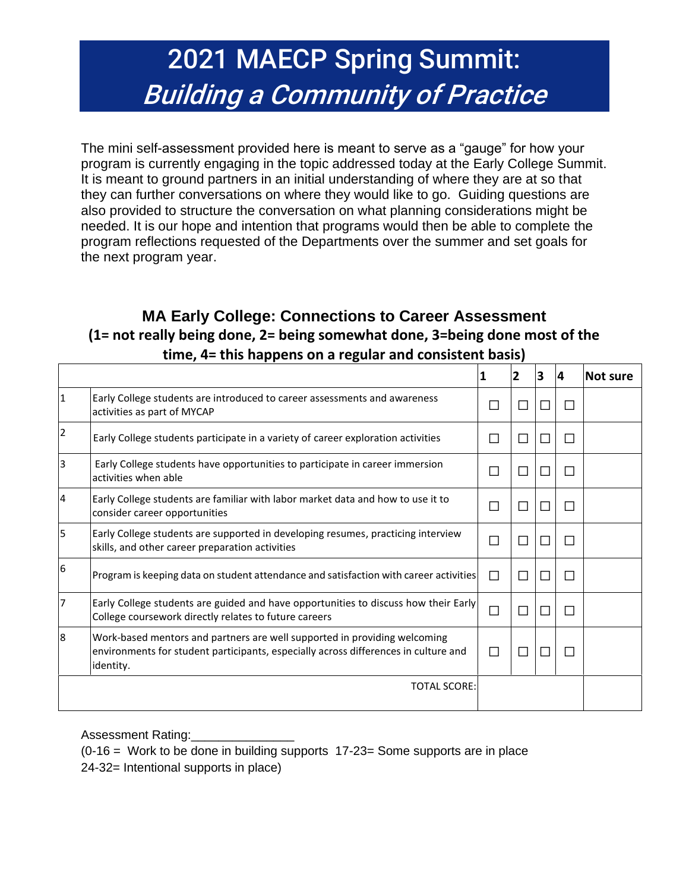# 2021 MAECP Spring Summit: *Building a Community of Practice*

The mini self-assessment provided here is meant to serve as a "gauge" for how your program is currently engaging in the topic addressed today at the Early College Summit. It is meant to ground partners in an initial understanding of where they are at so that they can further conversations on where they would like to go. Guiding questions are also provided to structure the conversation on what planning considerations might be needed. It is our hope and intention that programs would then be able to complete the program reflections requested of the Departments over the summer and set goals for the next program year.

## MA Early College: Connections to Career Assessment

### (1= not really being done, 2= being somewhat done, 3=being done most of the time, 4= this happens on a regular and consistent basis)

| | | 1 | 2 | 3 | 4 | Not sure |
|---|---|---|---|---|---|---|
| 1 | Early College students are introduced to career assessments and awareness activities as part of MYCAP | ☐ | ☐ | ☐ | ☐ | |
| 2 | Early College students participate in a variety of career exploration activities | ☐ | ☐ | ☐ | ☐ | |
| 3 | Early College students have opportunities to participate in career immersion activities when able | ☐ | ☐ | ☐ | ☐ | |
| 4 | Early College students are familiar with labor market data and how to use it to consider career opportunities | ☐ | ☐ | ☐ | ☐ | |
| 5 | Early College students are supported in developing resumes, practicing interview skills, and other career preparation activities | ☐ | ☐ | ☐ | ☐ | |
| 6 | Program is keeping data on student attendance and satisfaction with career activities | ☐ | ☐ | ☐ | ☐ | |
| 7 | Early College students are guided and have opportunities to discuss how their Early College coursework directly relates to future careers | ☐ | ☐ | ☐ | ☐ | |
| 8 | Work-based mentors and partners are well supported in providing welcoming environments for student participants, especially across differences in culture and identity. | ☐ | ☐ | ☐ | ☐ | |
| | TOTAL SCORE: | | | | | |

Assessment Rating:_______________

(0-16 = Work to be done in building supports 17-23= Some supports are in place 24-32= Intentional supports in place)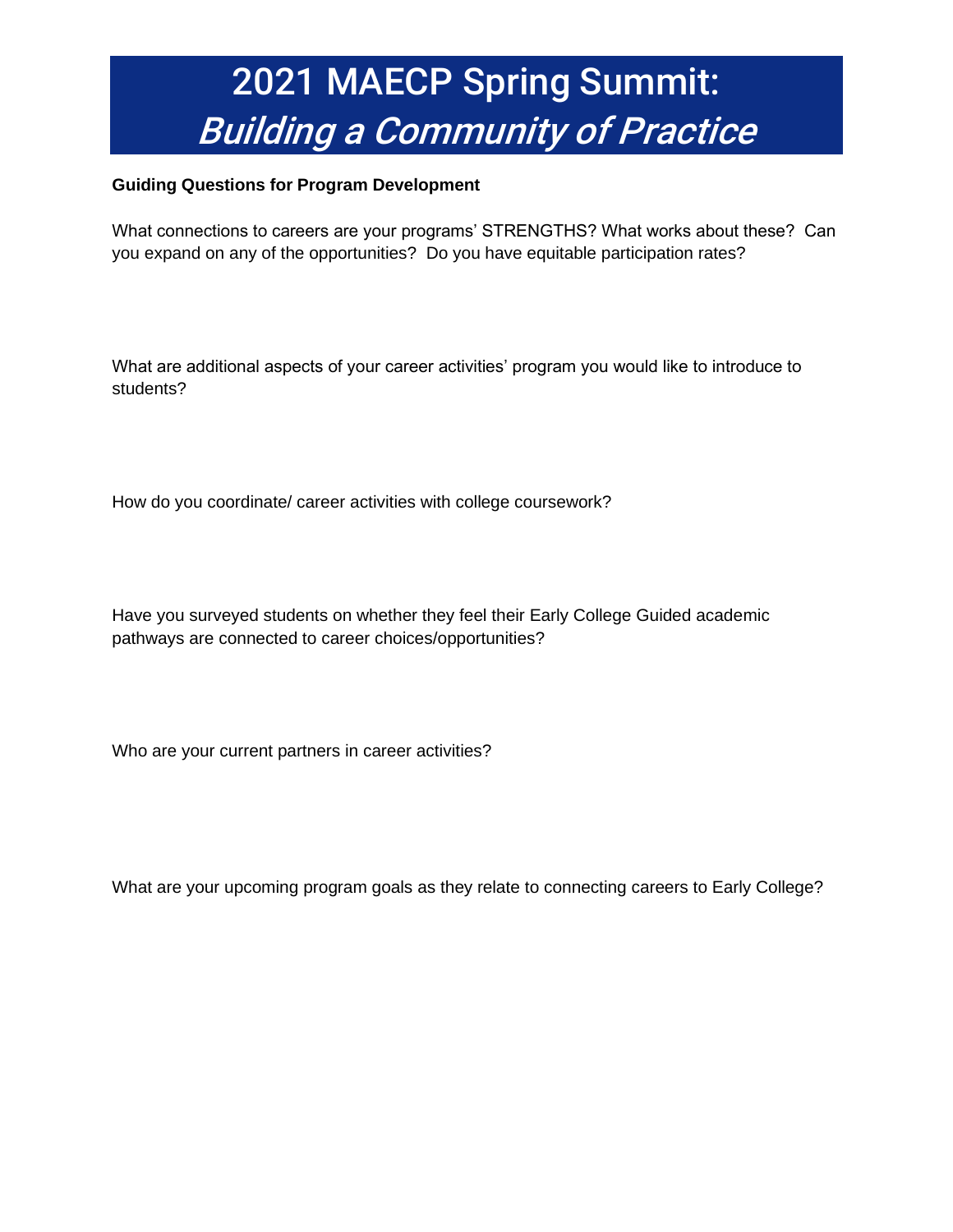# 2021 MAECP Spring Summit: *Building a Community of Practice*

**Guiding Questions for Program Development**

What connections to careers are your programs' STRENGTHS? What works about these? Can you expand on any of the opportunities? Do you have equitable participation rates?

What are additional aspects of your career activities' program you would like to introduce to students?

How do you coordinate/ career activities with college coursework?

Have you surveyed students on whether they feel their Early College Guided academic pathways are connected to career choices/opportunities?

Who are your current partners in career activities?

What are your upcoming program goals as they relate to connecting careers to Early College?